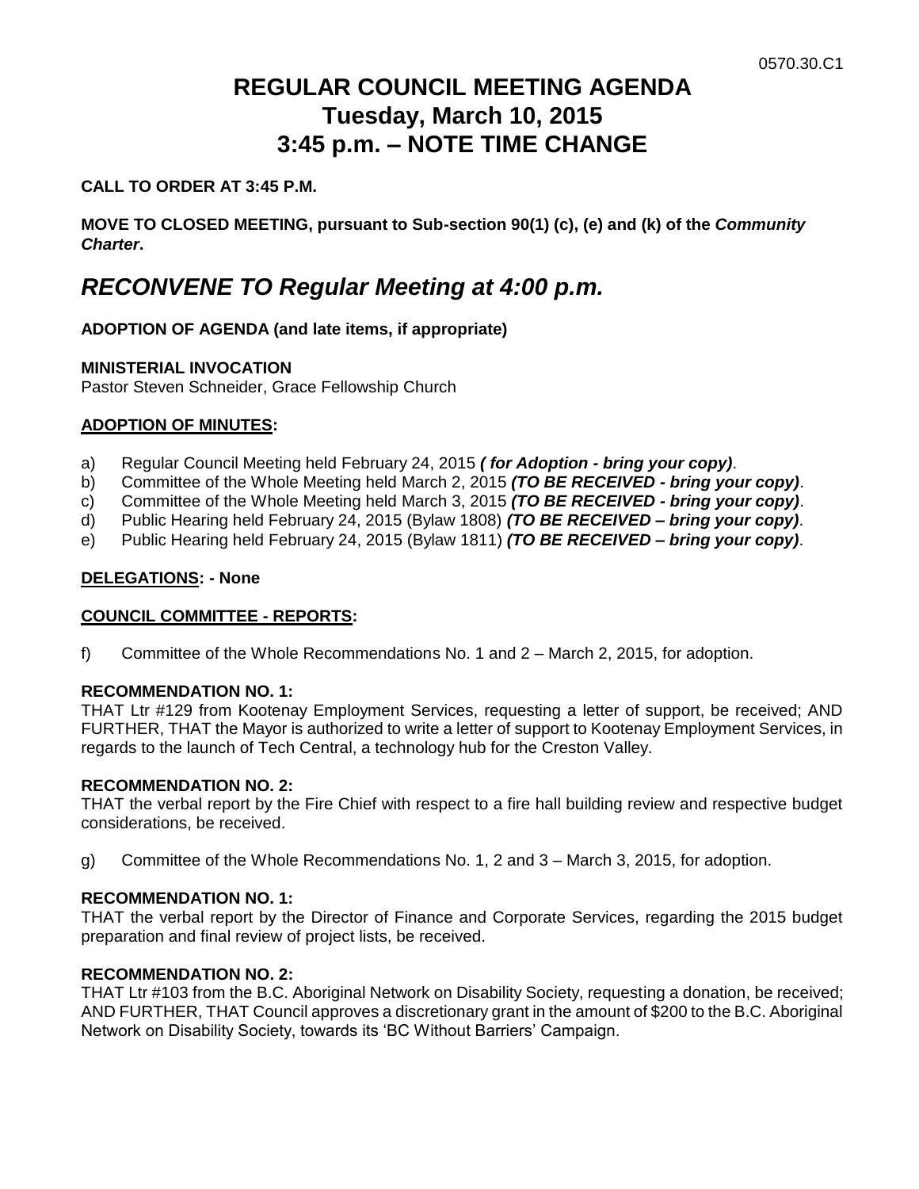0570.30.C1

# REGULAR COUNCIL MEETING AGENDA
# Tuesday, March 10, 2015
# 3:45 p.m. – NOTE TIME CHANGE

**CALL TO ORDER AT 3:45 P.M.**

**MOVE TO CLOSED MEETING, pursuant to Sub-section 90(1) (c), (e) and (k) of the *Community Charter*.**

## *RECONVENE TO Regular Meeting at 4:00 p.m.*

**ADOPTION OF AGENDA (and late items, if appropriate)**

**MINISTERIAL INVOCATION**
Pastor Steven Schneider, Grace Fellowship Church

**ADOPTION OF MINUTES:**

a) Regular Council Meeting held February 24, 2015 ***( for Adoption - bring your copy)***.
b) Committee of the Whole Meeting held March 2, 2015 ***(TO BE RECEIVED - bring your copy)***.
c) Committee of the Whole Meeting held March 3, 2015 ***(TO BE RECEIVED - bring your copy)***.
d) Public Hearing held February 24, 2015 (Bylaw 1808) ***(TO BE RECEIVED – bring your copy)***.
e) Public Hearing held February 24, 2015 (Bylaw 1811) ***(TO BE RECEIVED – bring your copy)***.

**DELEGATIONS: - None**

**COUNCIL COMMITTEE - REPORTS:**

f) Committee of the Whole Recommendations No. 1 and 2 – March 2, 2015, for adoption.

**RECOMMENDATION NO. 1:**
THAT Ltr #129 from Kootenay Employment Services, requesting a letter of support, be received; AND FURTHER, THAT the Mayor is authorized to write a letter of support to Kootenay Employment Services, in regards to the launch of Tech Central, a technology hub for the Creston Valley.

**RECOMMENDATION NO. 2:**
THAT the verbal report by the Fire Chief with respect to a fire hall building review and respective budget considerations, be received.

g) Committee of the Whole Recommendations No. 1, 2 and 3 – March 3, 2015, for adoption.

**RECOMMENDATION NO. 1:**
THAT the verbal report by the Director of Finance and Corporate Services, regarding the 2015 budget preparation and final review of project lists, be received.

**RECOMMENDATION NO. 2:**
THAT Ltr #103 from the B.C. Aboriginal Network on Disability Society, requesting a donation, be received; AND FURTHER, THAT Council approves a discretionary grant in the amount of $200 to the B.C. Aboriginal Network on Disability Society, towards its 'BC Without Barriers' Campaign.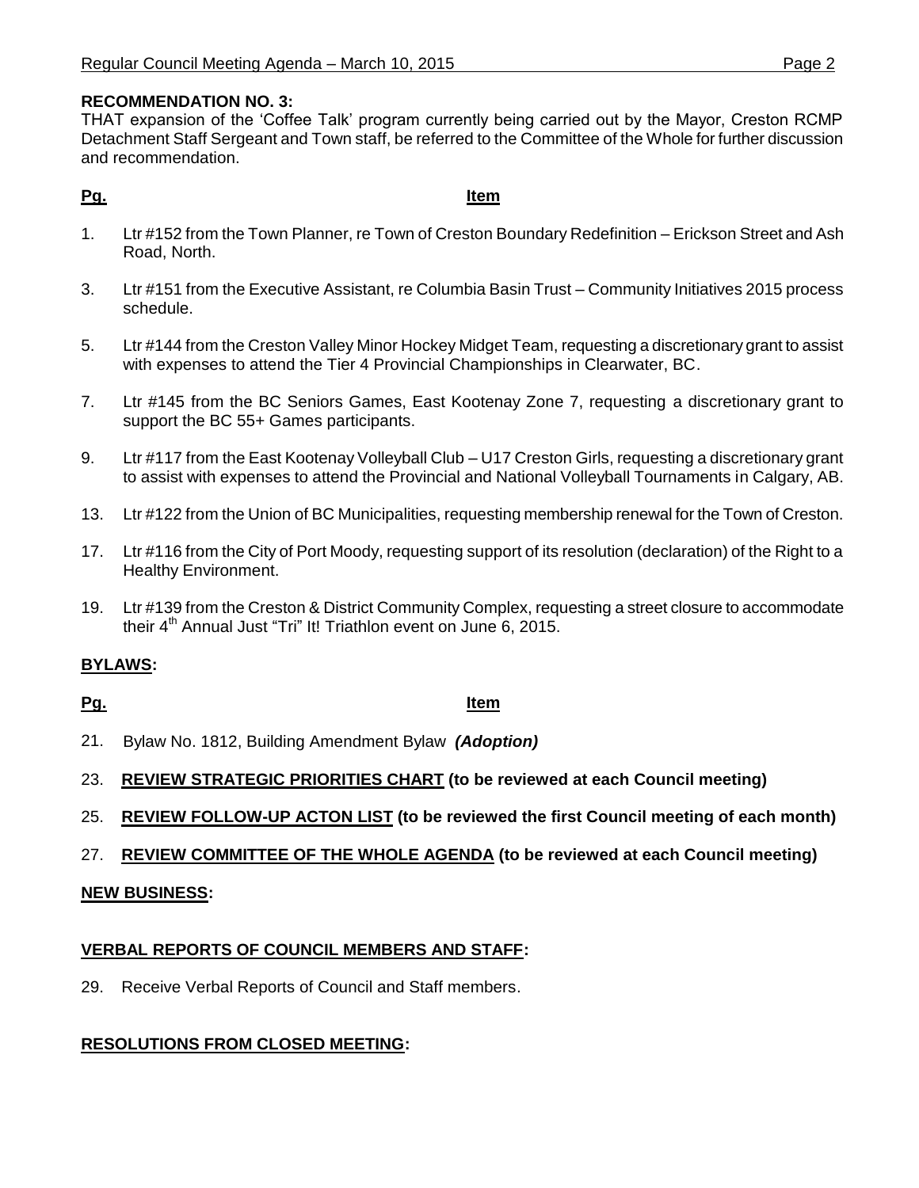**RECOMMENDATION NO. 3:**
THAT expansion of the 'Coffee Talk' program currently being carried out by the Mayor, Creston RCMP Detachment Staff Sergeant and Town staff, be referred to the Committee of the Whole for further discussion and recommendation.

| Pg. | Item |
|---|---|
| 1. | Ltr #152 from the Town Planner, re Town of Creston Boundary Redefinition – Erickson Street and Ash Road, North. |
| 3. | Ltr #151 from the Executive Assistant, re Columbia Basin Trust – Community Initiatives 2015 process schedule. |
| 5. | Ltr #144 from the Creston Valley Minor Hockey Midget Team, requesting a discretionary grant to assist with expenses to attend the Tier 4 Provincial Championships in Clearwater, BC. |
| 7. | Ltr #145 from the BC Seniors Games, East Kootenay Zone 7, requesting a discretionary grant to support the BC 55+ Games participants. |
| 9. | Ltr #117 from the East Kootenay Volleyball Club – U17 Creston Girls, requesting a discretionary grant to assist with expenses to attend the Provincial and National Volleyball Tournaments in Calgary, AB. |
| 13. | Ltr #122 from the Union of BC Municipalities, requesting membership renewal for the Town of Creston. |
| 17. | Ltr #116 from the City of Port Moody, requesting support of its resolution (declaration) of the Right to a Healthy Environment. |
| 19. | Ltr #139 from the Creston & District Community Complex, requesting a street closure to accommodate their 4th Annual Just "Tri" It! Triathlon event on June 6, 2015. |

## BYLAWS:

| Pg. | Item |
|---|---|
| 21. | Bylaw No. 1812, Building Amendment Bylaw ***(Adoption)*** |

23. **REVIEW STRATEGIC PRIORITIES CHART (to be reviewed at each Council meeting)**

25. **REVIEW FOLLOW-UP ACTON LIST (to be reviewed the first Council meeting of each month)**

27. **REVIEW COMMITTEE OF THE WHOLE AGENDA (to be reviewed at each Council meeting)**

## NEW BUSINESS:

## VERBAL REPORTS OF COUNCIL MEMBERS AND STAFF:

29. Receive Verbal Reports of Council and Staff members.

## RESOLUTIONS FROM CLOSED MEETING: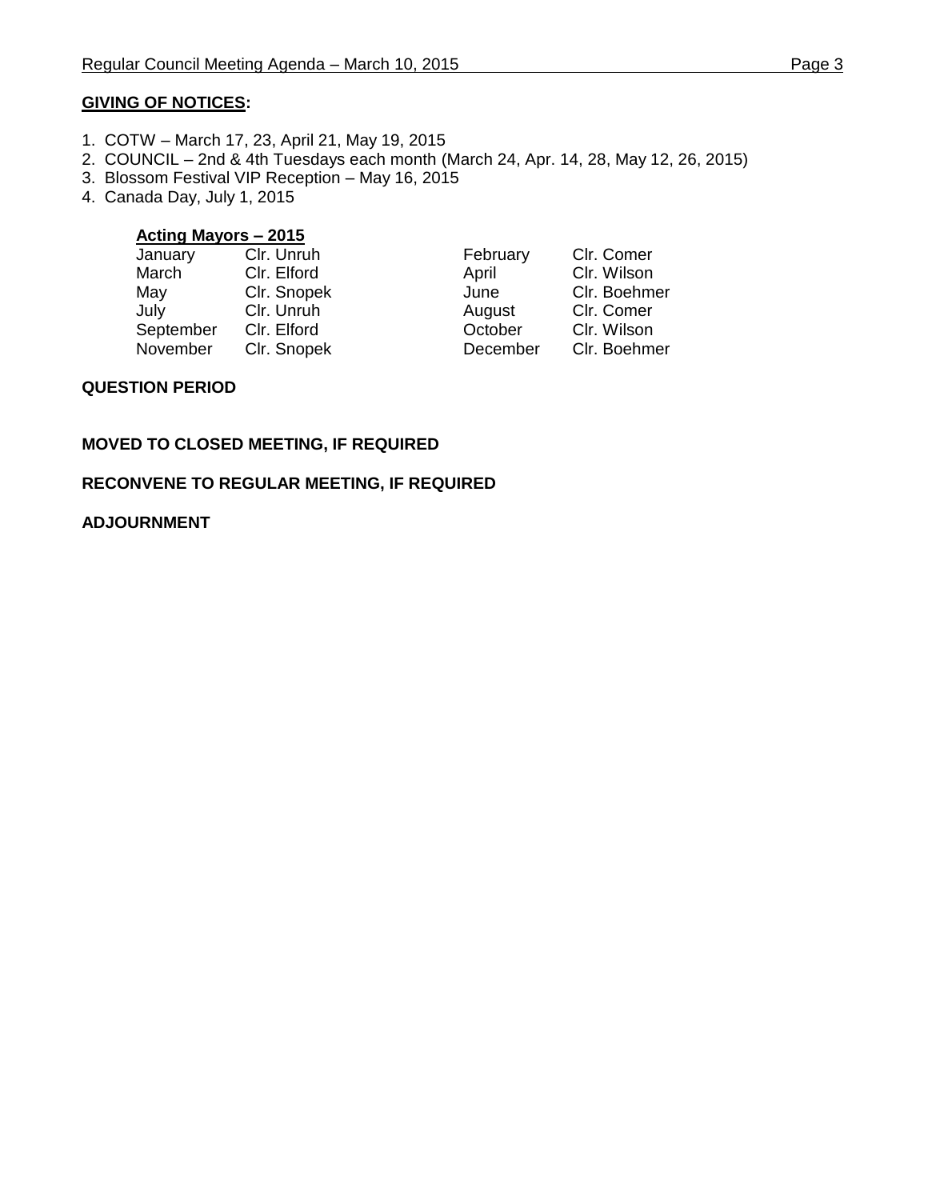**GIVING OF NOTICES:**

1. COTW – March 17, 23, April 21, May 19, 2015
2. COUNCIL – 2nd & 4th Tuesdays each month (March 24, Apr. 14, 28, May 12, 26, 2015)
3. Blossom Festival VIP Reception – May 16, 2015
4. Canada Day, July 1, 2015

**Acting Mayors – 2015**

| | | | |
|---|---|---|---|
| January | Clr. Unruh | February | Clr. Comer |
| March | Clr. Elford | April | Clr. Wilson |
| May | Clr. Snopek | June | Clr. Boehmer |
| July | Clr. Unruh | August | Clr. Comer |
| September | Clr. Elford | October | Clr. Wilson |
| November | Clr. Snopek | December | Clr. Boehmer |

**QUESTION PERIOD**

**MOVED TO CLOSED MEETING, IF REQUIRED**

**RECONVENE TO REGULAR MEETING, IF REQUIRED**

**ADJOURNMENT**